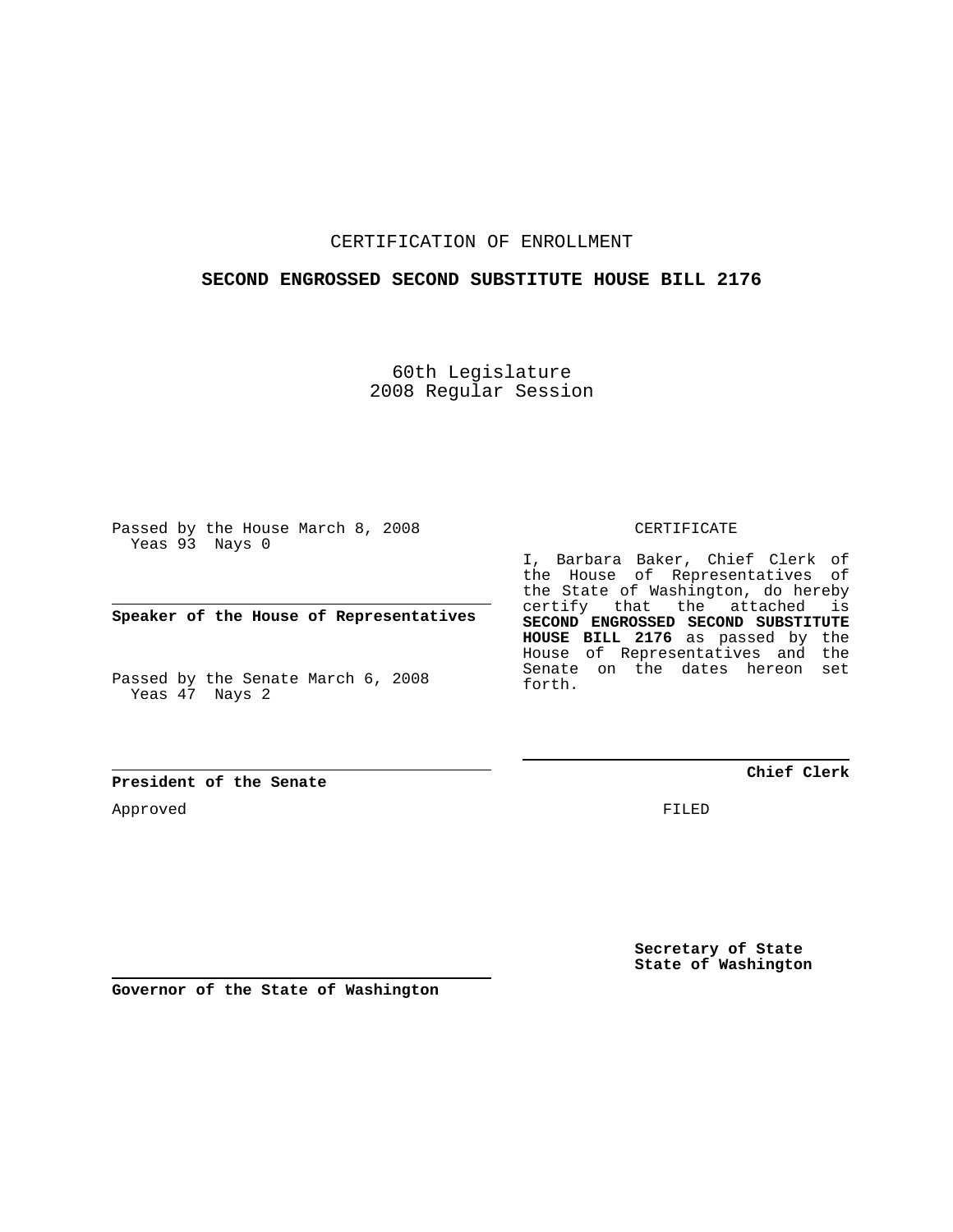CERTIFICATION OF ENROLLMENT

**SECOND ENGROSSED SECOND SUBSTITUTE HOUSE BILL 2176**

60th Legislature
2008 Regular Session

Passed by the House March 8, 2008
Yeas 93 Nays 0

**Speaker of the House of Representatives**

Passed by the Senate March 6, 2008
Yeas 47 Nays 2

**President of the Senate**

Approved

**Governor of the State of Washington**

CERTIFICATE

I, Barbara Baker, Chief Clerk of the House of Representatives of the State of Washington, do hereby certify that the attached is **SECOND ENGROSSED SECOND SUBSTITUTE HOUSE BILL 2176** as passed by the House of Representatives and the Senate on the dates hereon set forth.

**Chief Clerk**

FILED

**Secretary of State**
**State of Washington**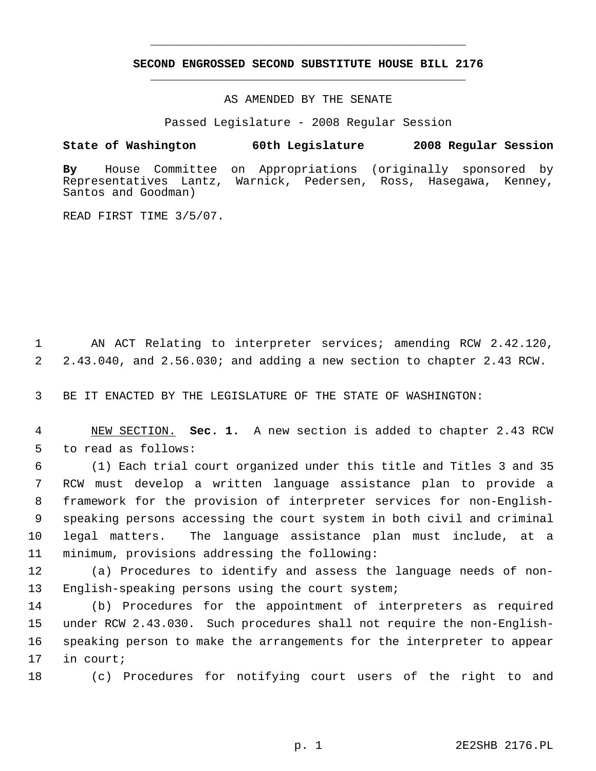**SECOND ENGROSSED SECOND SUBSTITUTE HOUSE BILL 2176**

AS AMENDED BY THE SENATE

Passed Legislature - 2008 Regular Session

**State of Washington 60th Legislature 2008 Regular Session**

**By** House Committee on Appropriations (originally sponsored by Representatives Lantz, Warnick, Pedersen, Ross, Hasegawa, Kenney, Santos and Goodman)

READ FIRST TIME 3/5/07.

AN ACT Relating to interpreter services; amending RCW 2.42.120, 2.43.040, and 2.56.030; and adding a new section to chapter 2.43 RCW.

BE IT ENACTED BY THE LEGISLATURE OF THE STATE OF WASHINGTON:

NEW SECTION. **Sec. 1.** A new section is added to chapter 2.43 RCW to read as follows:

(1) Each trial court organized under this title and Titles 3 and 35 RCW must develop a written language assistance plan to provide a framework for the provision of interpreter services for non-English-speaking persons accessing the court system in both civil and criminal legal matters. The language assistance plan must include, at a minimum, provisions addressing the following:

(a) Procedures to identify and assess the language needs of non-English-speaking persons using the court system;

(b) Procedures for the appointment of interpreters as required under RCW 2.43.030. Such procedures shall not require the non-English-speaking person to make the arrangements for the interpreter to appear in court;

(c) Procedures for notifying court users of the right to and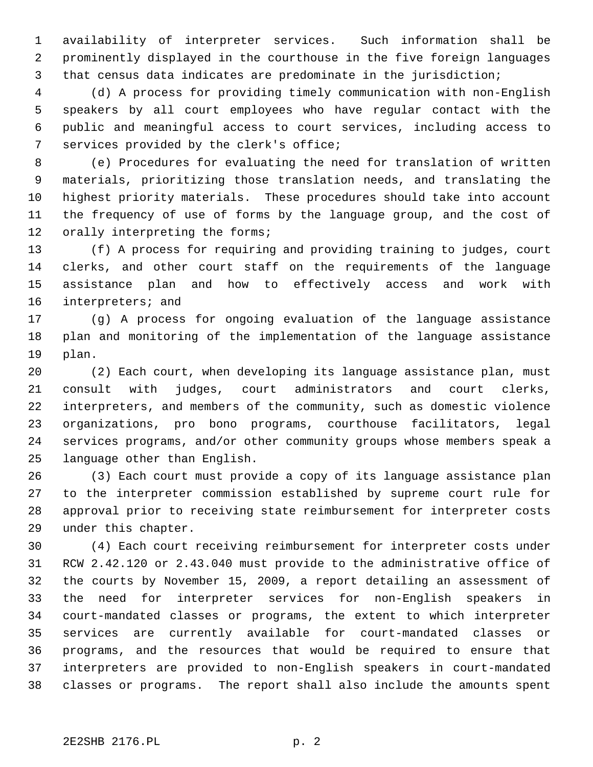availability of interpreter services. Such information shall be prominently displayed in the courthouse in the five foreign languages that census data indicates are predominate in the jurisdiction;

(d) A process for providing timely communication with non-English speakers by all court employees who have regular contact with the public and meaningful access to court services, including access to services provided by the clerk's office;

(e) Procedures for evaluating the need for translation of written materials, prioritizing those translation needs, and translating the highest priority materials. These procedures should take into account the frequency of use of forms by the language group, and the cost of orally interpreting the forms;

(f) A process for requiring and providing training to judges, court clerks, and other court staff on the requirements of the language assistance plan and how to effectively access and work with interpreters; and

(g) A process for ongoing evaluation of the language assistance plan and monitoring of the implementation of the language assistance plan.

(2) Each court, when developing its language assistance plan, must consult with judges, court administrators and court clerks, interpreters, and members of the community, such as domestic violence organizations, pro bono programs, courthouse facilitators, legal services programs, and/or other community groups whose members speak a language other than English.

(3) Each court must provide a copy of its language assistance plan to the interpreter commission established by supreme court rule for approval prior to receiving state reimbursement for interpreter costs under this chapter.

(4) Each court receiving reimbursement for interpreter costs under RCW 2.42.120 or 2.43.040 must provide to the administrative office of the courts by November 15, 2009, a report detailing an assessment of the need for interpreter services for non-English speakers in court-mandated classes or programs, the extent to which interpreter services are currently available for court-mandated classes or programs, and the resources that would be required to ensure that interpreters are provided to non-English speakers in court-mandated classes or programs. The report shall also include the amounts spent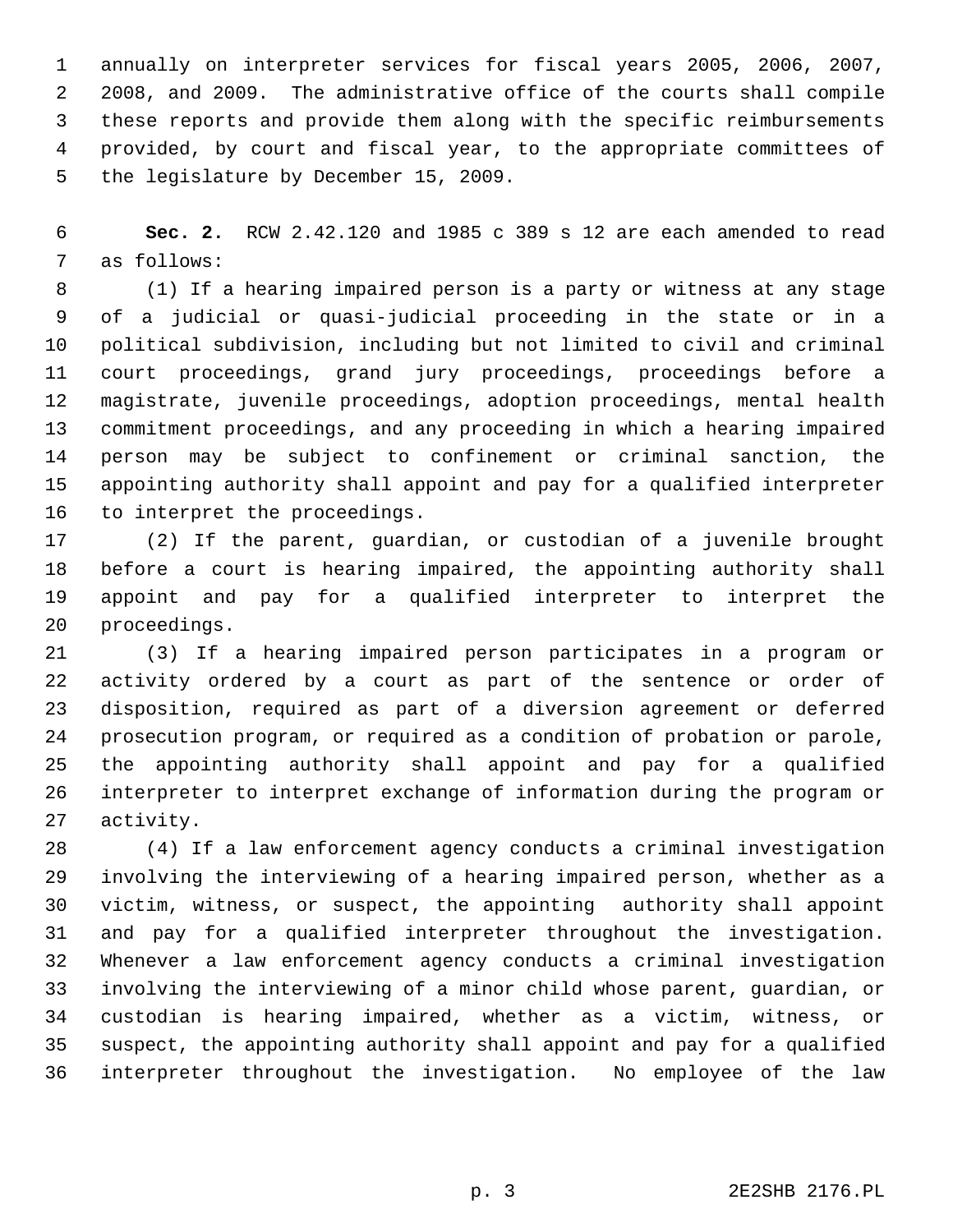annually on interpreter services for fiscal years 2005, 2006, 2007, 2008, and 2009. The administrative office of the courts shall compile these reports and provide them along with the specific reimbursements provided, by court and fiscal year, to the appropriate committees of the legislature by December 15, 2009.

**Sec. 2.** RCW 2.42.120 and 1985 c 389 s 12 are each amended to read as follows:

(1) If a hearing impaired person is a party or witness at any stage of a judicial or quasi-judicial proceeding in the state or in a political subdivision, including but not limited to civil and criminal court proceedings, grand jury proceedings, proceedings before a magistrate, juvenile proceedings, adoption proceedings, mental health commitment proceedings, and any proceeding in which a hearing impaired person may be subject to confinement or criminal sanction, the appointing authority shall appoint and pay for a qualified interpreter to interpret the proceedings.

(2) If the parent, guardian, or custodian of a juvenile brought before a court is hearing impaired, the appointing authority shall appoint and pay for a qualified interpreter to interpret the proceedings.

(3) If a hearing impaired person participates in a program or activity ordered by a court as part of the sentence or order of disposition, required as part of a diversion agreement or deferred prosecution program, or required as a condition of probation or parole, the appointing authority shall appoint and pay for a qualified interpreter to interpret exchange of information during the program or activity.

(4) If a law enforcement agency conducts a criminal investigation involving the interviewing of a hearing impaired person, whether as a victim, witness, or suspect, the appointing authority shall appoint and pay for a qualified interpreter throughout the investigation. Whenever a law enforcement agency conducts a criminal investigation involving the interviewing of a minor child whose parent, guardian, or custodian is hearing impaired, whether as a victim, witness, or suspect, the appointing authority shall appoint and pay for a qualified interpreter throughout the investigation. No employee of the law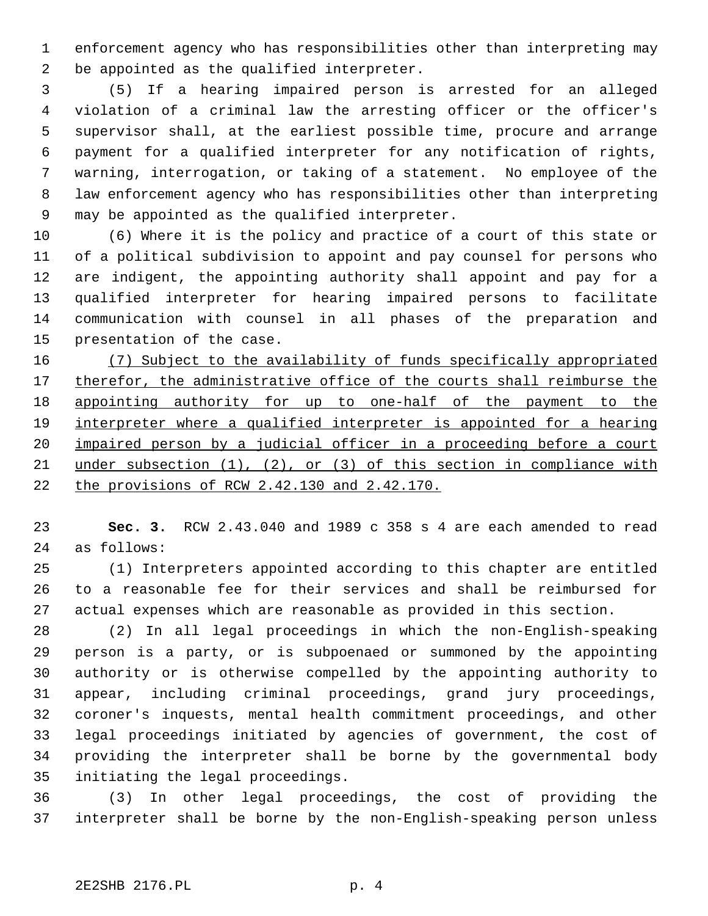enforcement agency who has responsibilities other than interpreting may be appointed as the qualified interpreter.

(5) If a hearing impaired person is arrested for an alleged violation of a criminal law the arresting officer or the officer's supervisor shall, at the earliest possible time, procure and arrange payment for a qualified interpreter for any notification of rights, warning, interrogation, or taking of a statement. No employee of the law enforcement agency who has responsibilities other than interpreting may be appointed as the qualified interpreter.

(6) Where it is the policy and practice of a court of this state or of a political subdivision to appoint and pay counsel for persons who are indigent, the appointing authority shall appoint and pay for a qualified interpreter for hearing impaired persons to facilitate communication with counsel in all phases of the preparation and presentation of the case.

<u>(7) Subject to the availability of funds specifically appropriated therefor, the administrative office of the courts shall reimburse the appointing authority for up to one-half of the payment to the interpreter where a qualified interpreter is appointed for a hearing impaired person by a judicial officer in a proceeding before a court under subsection (1), (2), or (3) of this section in compliance with the provisions of RCW 2.42.130 and 2.42.170.</u>

**Sec. 3.** RCW 2.43.040 and 1989 c 358 s 4 are each amended to read as follows:

(1) Interpreters appointed according to this chapter are entitled to a reasonable fee for their services and shall be reimbursed for actual expenses which are reasonable as provided in this section.

(2) In all legal proceedings in which the non-English-speaking person is a party, or is subpoenaed or summoned by the appointing authority or is otherwise compelled by the appointing authority to appear, including criminal proceedings, grand jury proceedings, coroner's inquests, mental health commitment proceedings, and other legal proceedings initiated by agencies of government, the cost of providing the interpreter shall be borne by the governmental body initiating the legal proceedings.

(3) In other legal proceedings, the cost of providing the interpreter shall be borne by the non-English-speaking person unless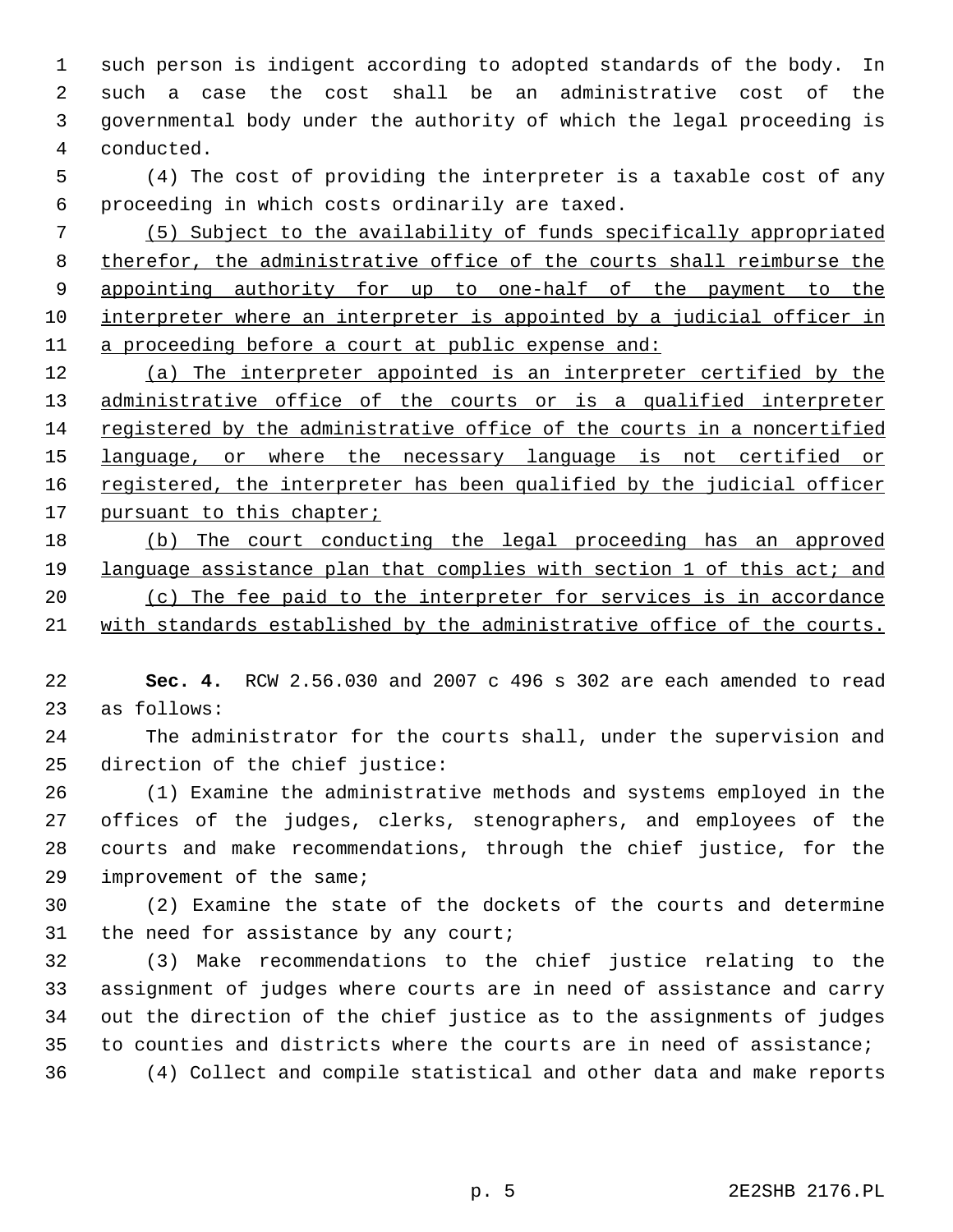such person is indigent according to adopted standards of the body. In such a case the cost shall be an administrative cost of the governmental body under the authority of which the legal proceeding is conducted.

(4) The cost of providing the interpreter is a taxable cost of any proceeding in which costs ordinarily are taxed.

(5) Subject to the availability of funds specifically appropriated therefor, the administrative office of the courts shall reimburse the appointing authority for up to one-half of the payment to the interpreter where an interpreter is appointed by a judicial officer in a proceeding before a court at public expense and:

(a) The interpreter appointed is an interpreter certified by the administrative office of the courts or is a qualified interpreter registered by the administrative office of the courts in a noncertified language, or where the necessary language is not certified or registered, the interpreter has been qualified by the judicial officer pursuant to this chapter;

(b) The court conducting the legal proceeding has an approved language assistance plan that complies with section 1 of this act; and

(c) The fee paid to the interpreter for services is in accordance with standards established by the administrative office of the courts.

**Sec. 4.** RCW 2.56.030 and 2007 c 496 s 302 are each amended to read as follows:

The administrator for the courts shall, under the supervision and direction of the chief justice:

(1) Examine the administrative methods and systems employed in the offices of the judges, clerks, stenographers, and employees of the courts and make recommendations, through the chief justice, for the improvement of the same;

(2) Examine the state of the dockets of the courts and determine the need for assistance by any court;

(3) Make recommendations to the chief justice relating to the assignment of judges where courts are in need of assistance and carry out the direction of the chief justice as to the assignments of judges to counties and districts where the courts are in need of assistance;

(4) Collect and compile statistical and other data and make reports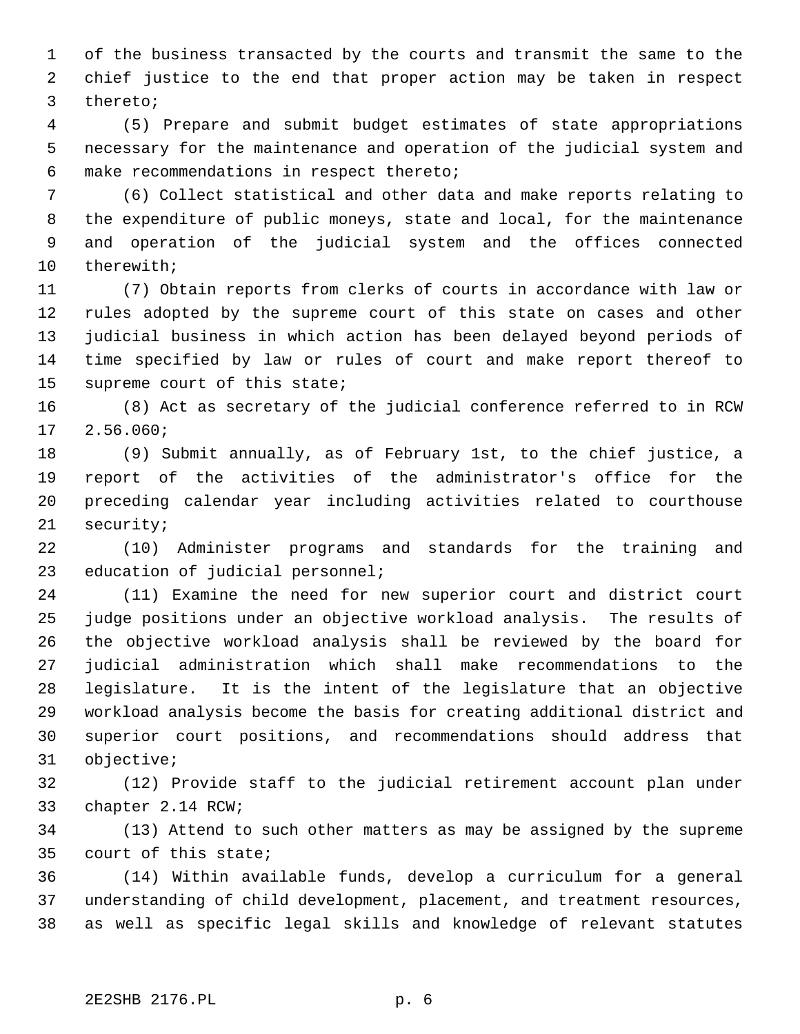of the business transacted by the courts and transmit the same to the chief justice to the end that proper action may be taken in respect thereto;

(5) Prepare and submit budget estimates of state appropriations necessary for the maintenance and operation of the judicial system and make recommendations in respect thereto;

(6) Collect statistical and other data and make reports relating to the expenditure of public moneys, state and local, for the maintenance and operation of the judicial system and the offices connected therewith;

(7) Obtain reports from clerks of courts in accordance with law or rules adopted by the supreme court of this state on cases and other judicial business in which action has been delayed beyond periods of time specified by law or rules of court and make report thereof to supreme court of this state;

(8) Act as secretary of the judicial conference referred to in RCW 2.56.060;

(9) Submit annually, as of February 1st, to the chief justice, a report of the activities of the administrator's office for the preceding calendar year including activities related to courthouse security;

(10) Administer programs and standards for the training and education of judicial personnel;

(11) Examine the need for new superior court and district court judge positions under an objective workload analysis. The results of the objective workload analysis shall be reviewed by the board for judicial administration which shall make recommendations to the legislature. It is the intent of the legislature that an objective workload analysis become the basis for creating additional district and superior court positions, and recommendations should address that objective;

(12) Provide staff to the judicial retirement account plan under chapter 2.14 RCW;

(13) Attend to such other matters as may be assigned by the supreme court of this state;

(14) Within available funds, develop a curriculum for a general understanding of child development, placement, and treatment resources, as well as specific legal skills and knowledge of relevant statutes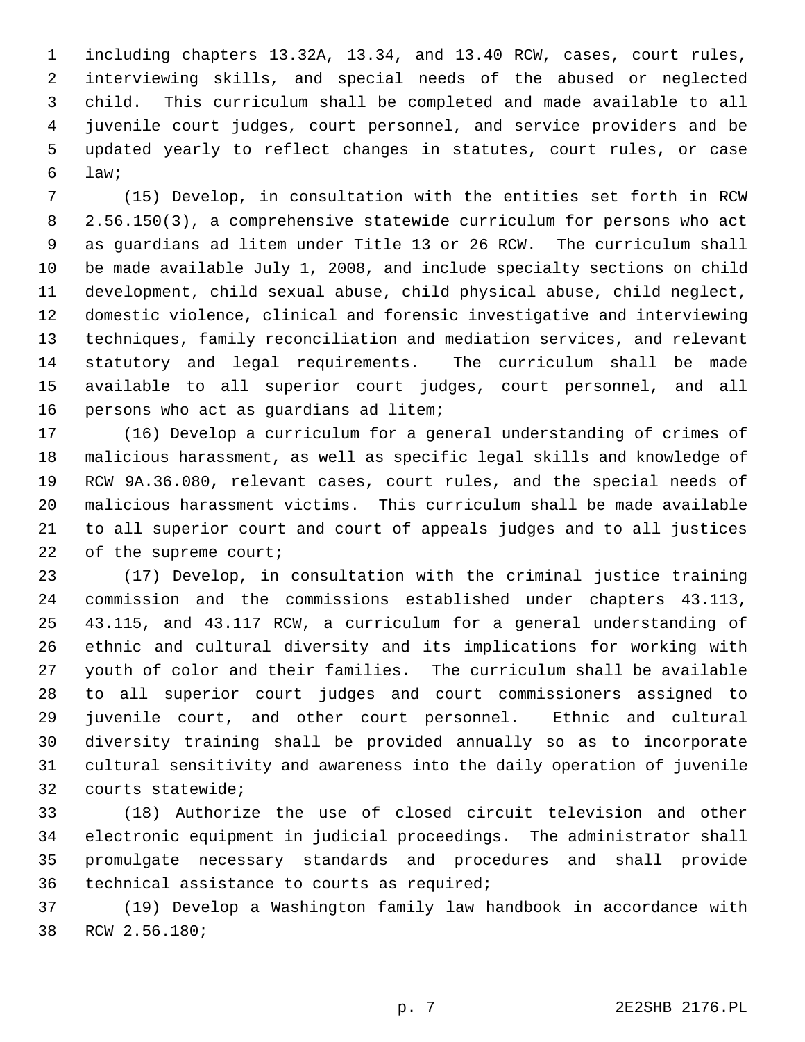including chapters 13.32A, 13.34, and 13.40 RCW, cases, court rules, interviewing skills, and special needs of the abused or neglected child. This curriculum shall be completed and made available to all juvenile court judges, court personnel, and service providers and be updated yearly to reflect changes in statutes, court rules, or case law;

(15) Develop, in consultation with the entities set forth in RCW 2.56.150(3), a comprehensive statewide curriculum for persons who act as guardians ad litem under Title 13 or 26 RCW. The curriculum shall be made available July 1, 2008, and include specialty sections on child development, child sexual abuse, child physical abuse, child neglect, domestic violence, clinical and forensic investigative and interviewing techniques, family reconciliation and mediation services, and relevant statutory and legal requirements. The curriculum shall be made available to all superior court judges, court personnel, and all persons who act as guardians ad litem;

(16) Develop a curriculum for a general understanding of crimes of malicious harassment, as well as specific legal skills and knowledge of RCW 9A.36.080, relevant cases, court rules, and the special needs of malicious harassment victims. This curriculum shall be made available to all superior court and court of appeals judges and to all justices of the supreme court;

(17) Develop, in consultation with the criminal justice training commission and the commissions established under chapters 43.113, 43.115, and 43.117 RCW, a curriculum for a general understanding of ethnic and cultural diversity and its implications for working with youth of color and their families. The curriculum shall be available to all superior court judges and court commissioners assigned to juvenile court, and other court personnel. Ethnic and cultural diversity training shall be provided annually so as to incorporate cultural sensitivity and awareness into the daily operation of juvenile courts statewide;

(18) Authorize the use of closed circuit television and other electronic equipment in judicial proceedings. The administrator shall promulgate necessary standards and procedures and shall provide technical assistance to courts as required;

(19) Develop a Washington family law handbook in accordance with RCW 2.56.180;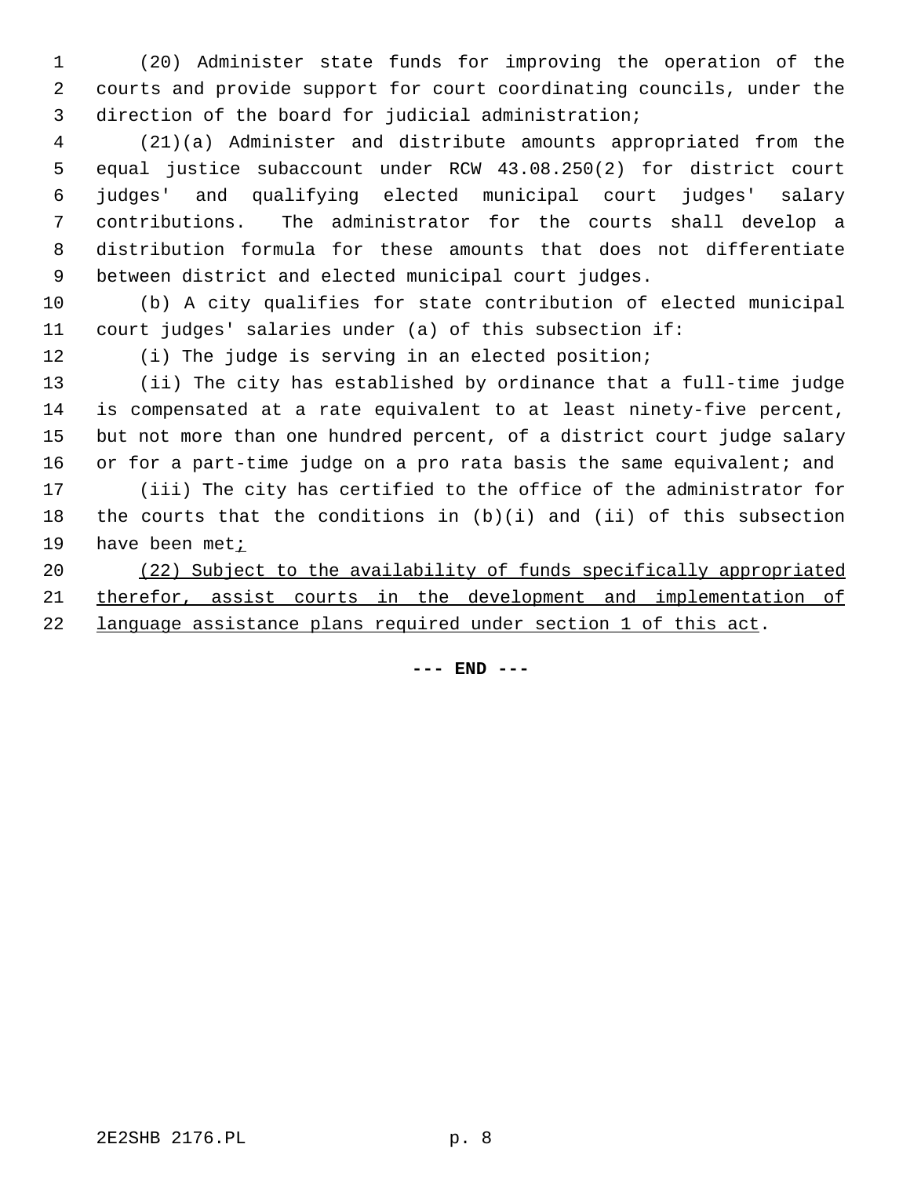(20) Administer state funds for improving the operation of the courts and provide support for court coordinating councils, under the direction of the board for judicial administration;

(21)(a) Administer and distribute amounts appropriated from the equal justice subaccount under RCW 43.08.250(2) for district court judges' and qualifying elected municipal court judges' salary contributions. The administrator for the courts shall develop a distribution formula for these amounts that does not differentiate between district and elected municipal court judges.

(b) A city qualifies for state contribution of elected municipal court judges' salaries under (a) of this subsection if:

(i) The judge is serving in an elected position;

(ii) The city has established by ordinance that a full-time judge is compensated at a rate equivalent to at least ninety-five percent, but not more than one hundred percent, of a district court judge salary or for a part-time judge on a pro rata basis the same equivalent; and

(iii) The city has certified to the office of the administrator for the courts that the conditions in (b)(i) and (ii) of this subsection have been met;

(22) Subject to the availability of funds specifically appropriated therefor, assist courts in the development and implementation of language assistance plans required under section 1 of this act.

**--- END ---**